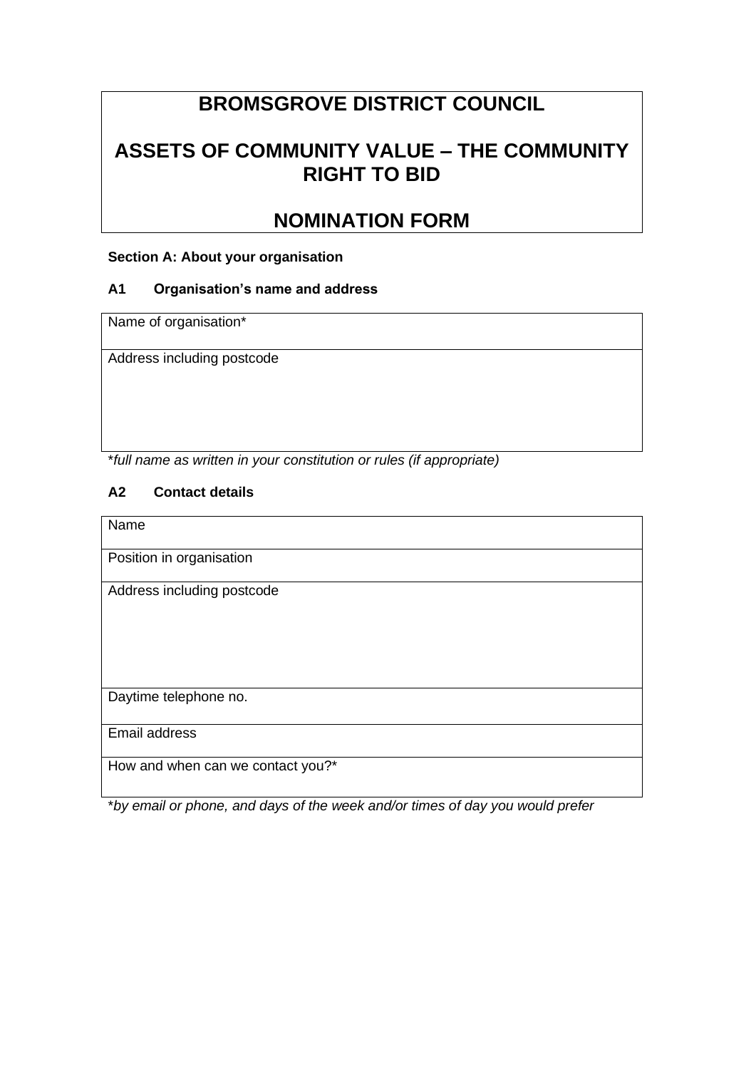# BROMSGROVE DISTRICT COUNCIL

# ASSETS OF COMMUNITY VALUE – THE COMMUNITY RIGHT TO BID

# NOMINATION FORM

**Section A: About your organisation**

**A1 Organisation's name and address**

| Name of organisation* |
|---|
| Address including postcode |

**full name as written in your constitution or rules (if appropriate)*

**A2 Contact details**

| Name |
|---|
| Position in organisation |
| Address including postcode |
| Daytime telephone no. |
| Email address |
| How and when can we contact you?* |

**by email or phone, and days of the week and/or times of day you would prefer*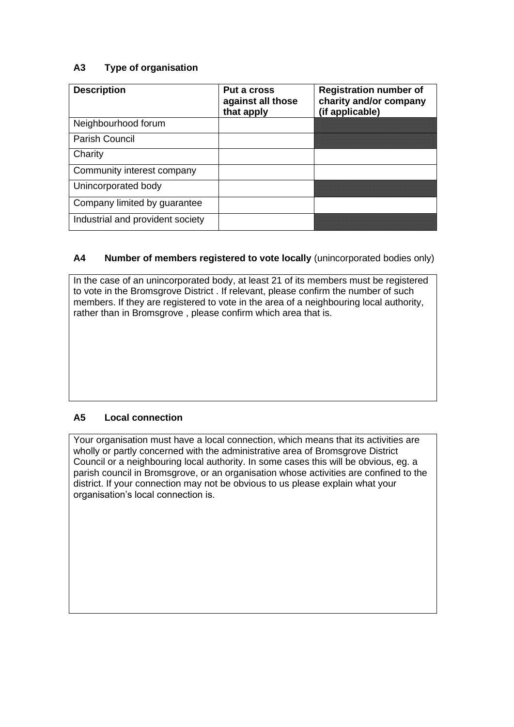### A3 Type of organisation

| Description | Put a cross against all those that apply | Registration number of charity and/or company (if applicable) |
| --- | --- | --- |
| Neighbourhood forum | | |
| Parish Council | | |
| Charity | | |
| Community interest company | | |
| Unincorporated body | | |
| Company limited by guarantee | | |
| Industrial and provident society | | |

### A4 Number of members registered to vote locally (unincorporated bodies only)

In the case of an unincorporated body, at least 21 of its members must be registered to vote in the Bromsgrove District . If relevant, please confirm the number of such members. If they are registered to vote in the area of a neighbouring local authority, rather than in Bromsgrove , please confirm which area that is.

### A5 Local connection

Your organisation must have a local connection, which means that its activities are wholly or partly concerned with the administrative area of Bromsgrove District Council or a neighbouring local authority. In some cases this will be obvious, eg. a parish council in Bromsgrove, or an organisation whose activities are confined to the district. If your connection may not be obvious to us please explain what your organisation's local connection is.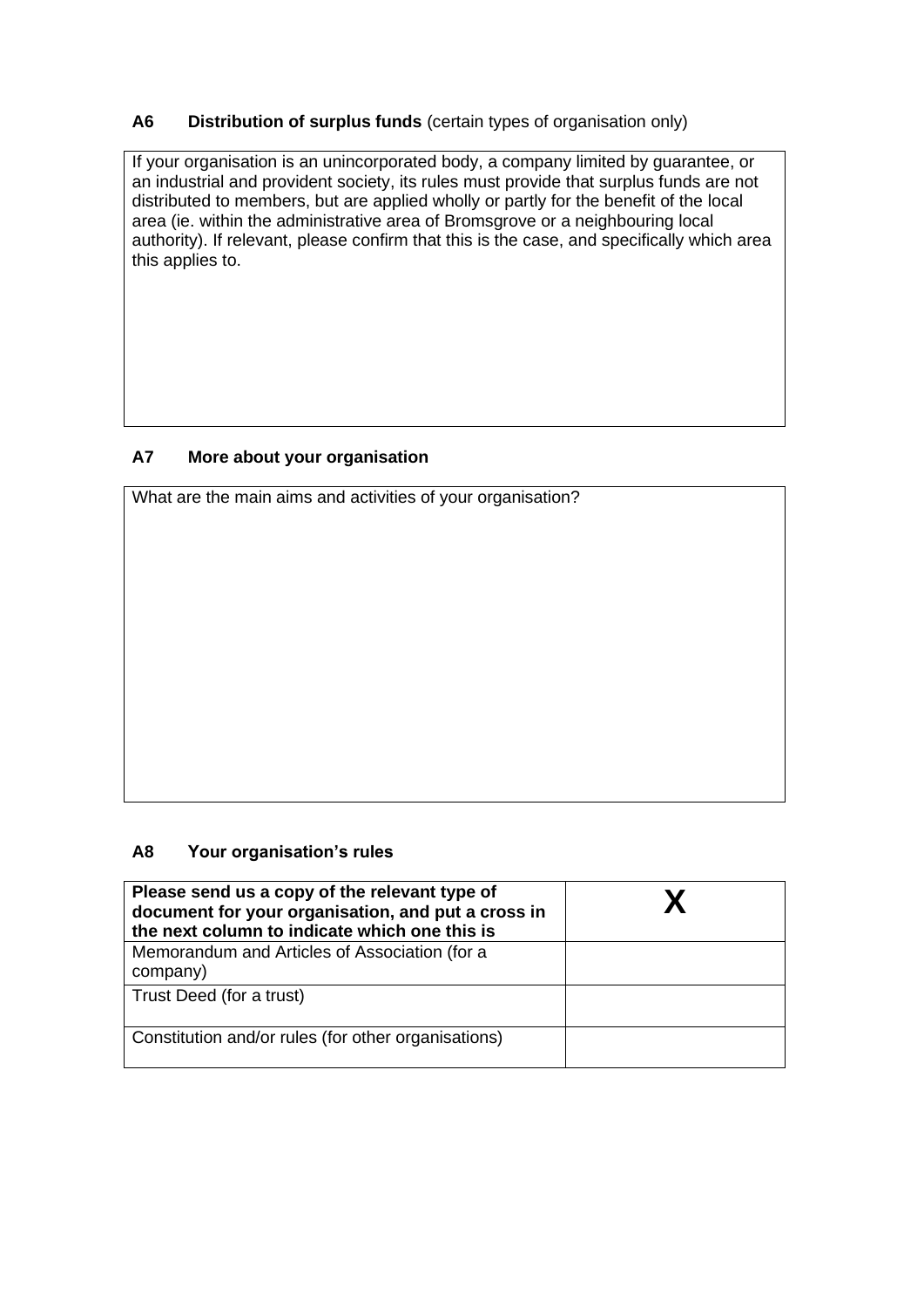### A6 **Distribution of surplus funds** (certain types of organisation only)

| If your organisation is an unincorporated body, a company limited by guarantee, or an industrial and provident society, its rules must provide that surplus funds are not distributed to members, but are applied wholly or partly for the benefit of the local area (ie. within the administrative area of Bromsgrove or a neighbouring local authority). If relevant, please confirm that this is the case, and specifically which area this applies to. |
|---|
| |

### A7 **More about your organisation**

| What are the main aims and activities of your organisation? |
|---|
| |

### A8 **Your organisation's rules**

| **Please send us a copy of the relevant type of document for your organisation, and put a cross in the next column to indicate which one this is** | **X** |
|---|---|
| Memorandum and Articles of Association (for a company) | |
| Trust Deed (for a trust) | |
| Constitution and/or rules (for other organisations) | |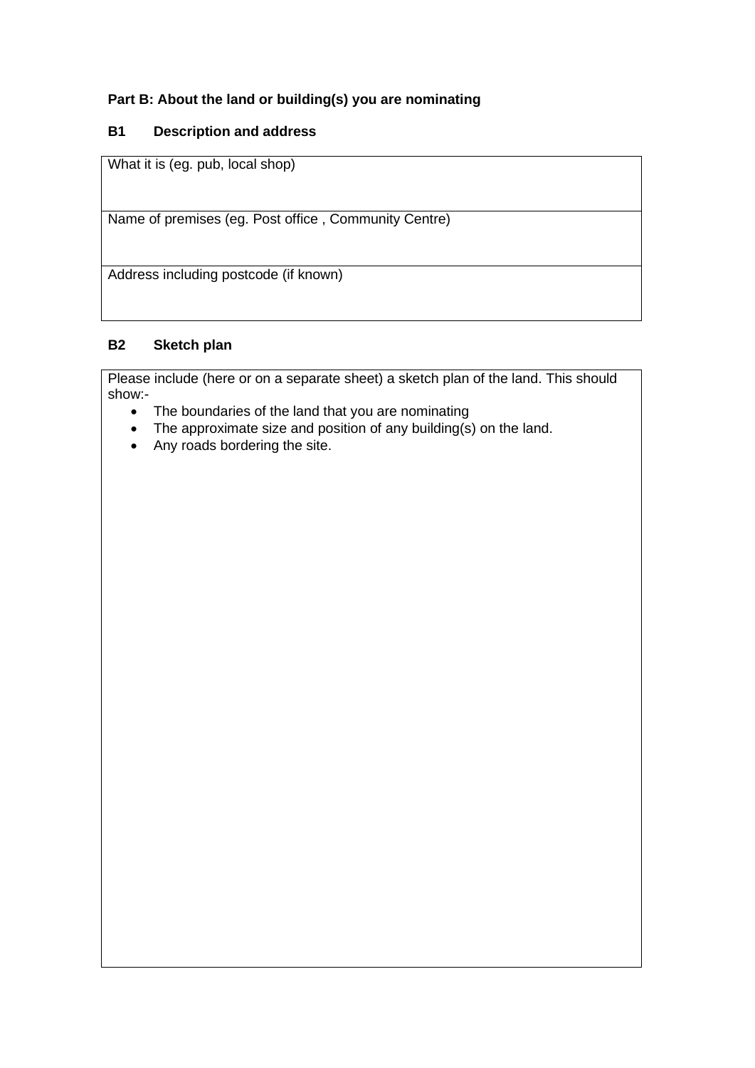**Part B: About the land or building(s) you are nominating**

**B1 Description and address**

| What it is (eg. pub, local shop) |
| --- |
| Name of premises (eg. Post office , Community Centre) |
| Address including postcode (if known) |

**B2 Sketch plan**

Please include (here or on a separate sheet) a sketch plan of the land. This should show:-

- The boundaries of the land that you are nominating
- The approximate size and position of any building(s) on the land.
- Any roads bordering the site.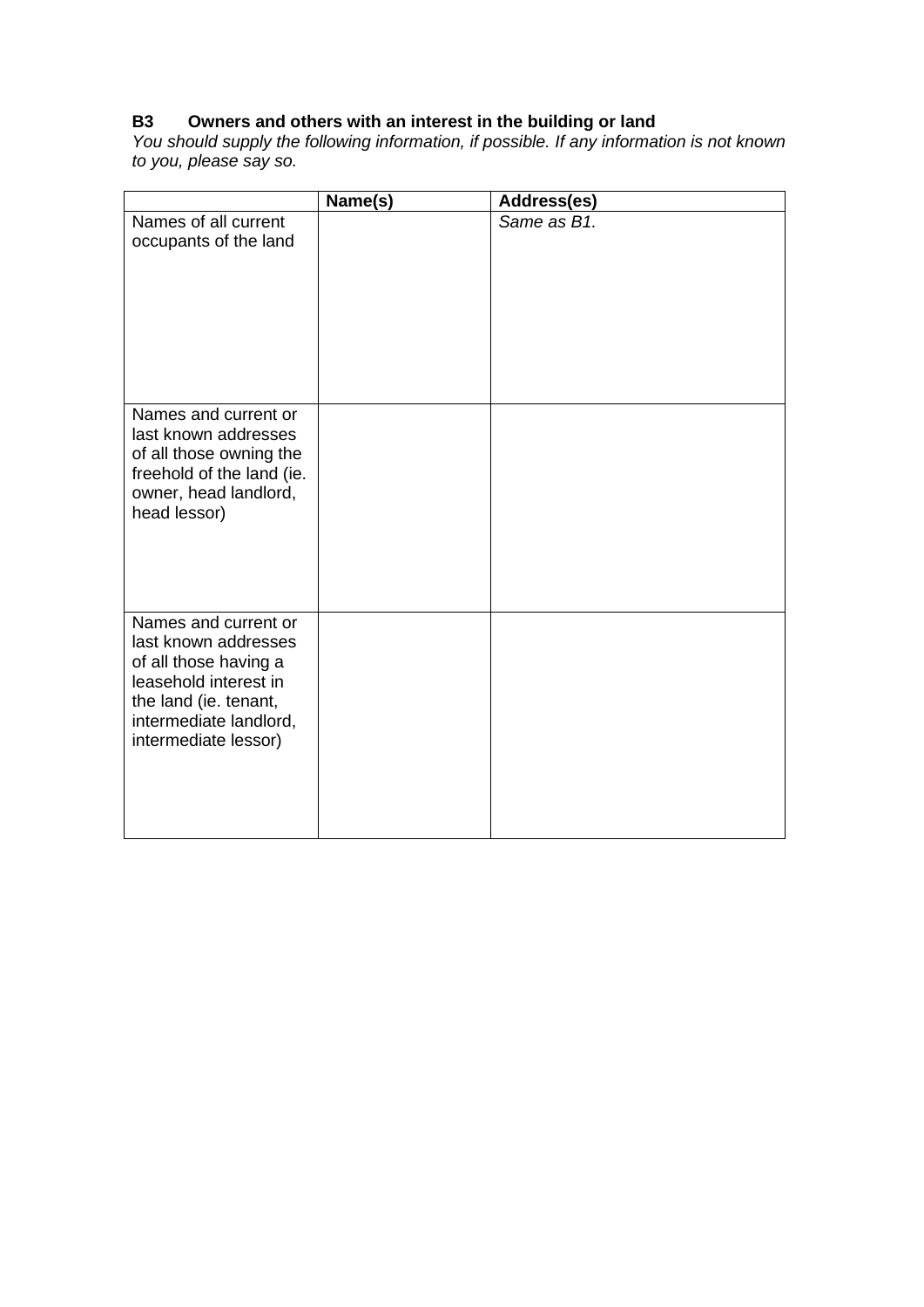### B3 Owners and others with an interest in the building or land

*You should supply the following information, if possible. If any information is not known to you, please say so.*

| | Name(s) | Address(es) |
|---|---|---|
| Names of all current occupants of the land | | *Same as B1.* |
| Names and current or last known addresses of all those owning the freehold of the land (ie. owner, head landlord, head lessor) | | |
| Names and current or last known addresses of all those having a leasehold interest in the land (ie. tenant, intermediate landlord, intermediate lessor) | | |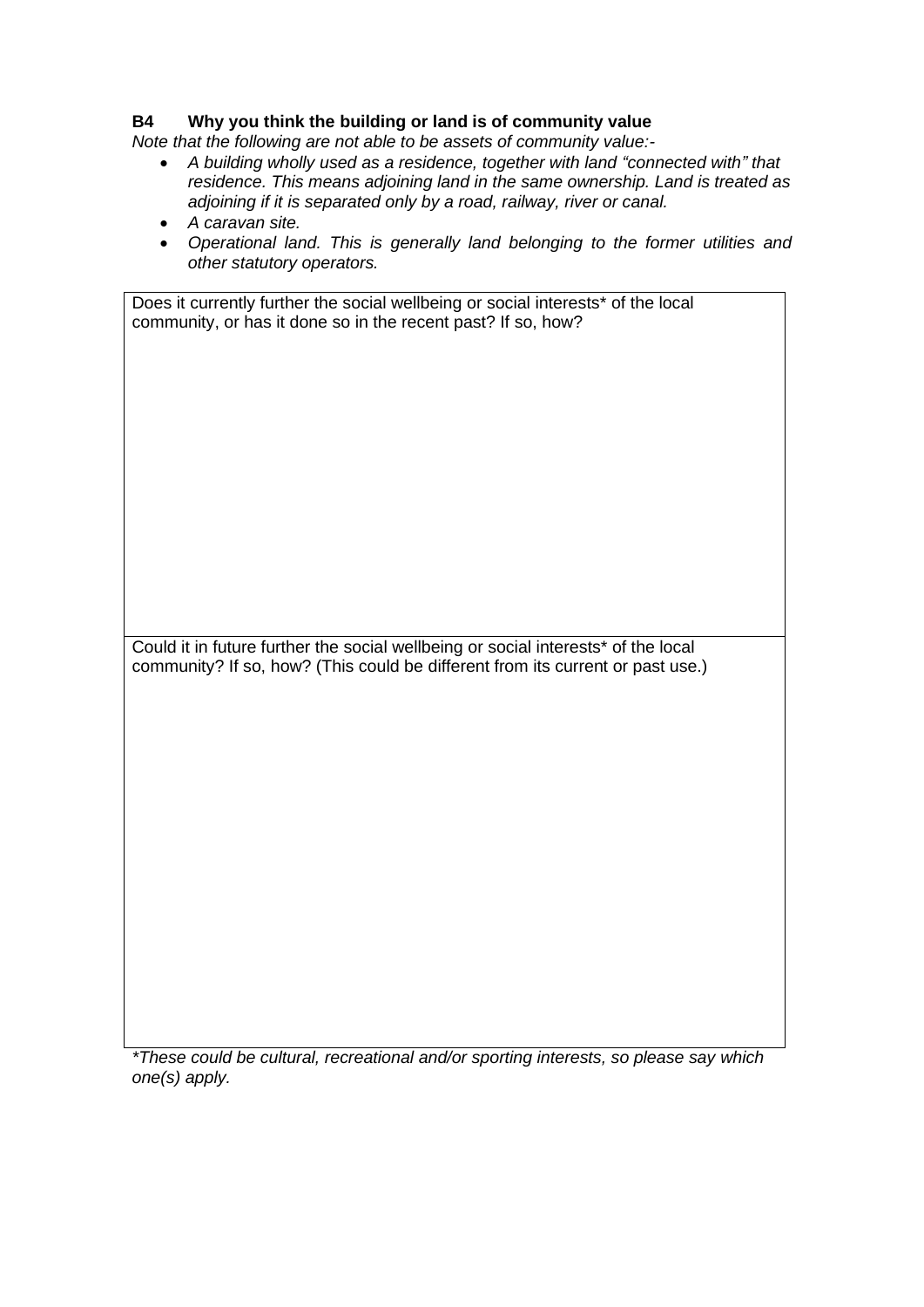## B4 Why you think the building or land is of community value

*Note that the following are not able to be assets of community value:-*

- *A building wholly used as a residence, together with land "connected with" that residence. This means adjoining land in the same ownership. Land is treated as adjoining if it is separated only by a road, railway, river or canal.*
- *A caravan site.*
- *Operational land. This is generally land belonging to the former utilities and other statutory operators.*

| Does it currently further the social wellbeing or social interests* of the local community, or has it done so in the recent past? If so, how? |
| --- |
| Could it in future further the social wellbeing or social interests* of the local community? If so, how? (This could be different from its current or past use.) |

**These could be cultural, recreational and/or sporting interests, so please say which one(s) apply.*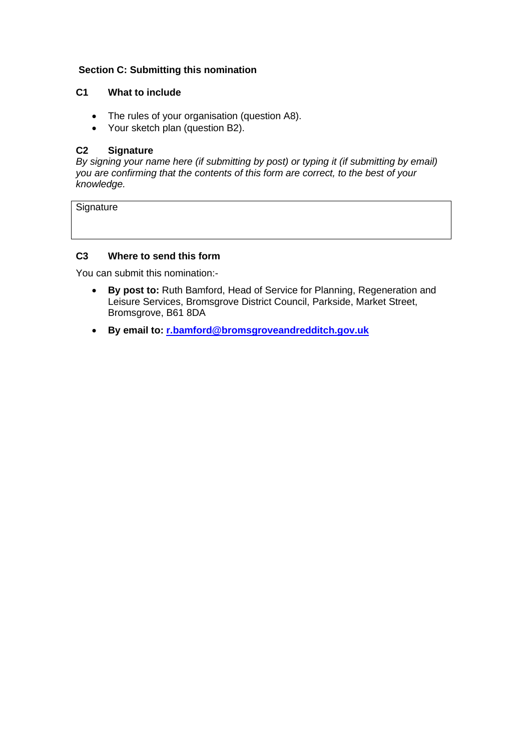## Section C: Submitting this nomination

### C1 What to include

- The rules of your organisation (question A8).
- Your sketch plan (question B2).

### C2 Signature

*By signing your name here (if submitting by post) or typing it (if submitting by email) you are confirming that the contents of this form are correct, to the best of your knowledge.*

| Signature |
| --- |
| |

### C3 Where to send this form

You can submit this nomination:-

- **By post to:** Ruth Bamford, Head of Service for Planning, Regeneration and Leisure Services, Bromsgrove District Council, Parkside, Market Street, Bromsgrove, B61 8DA
- **By email to:** **r.bamford@bromsgroveandredditch.gov.uk**